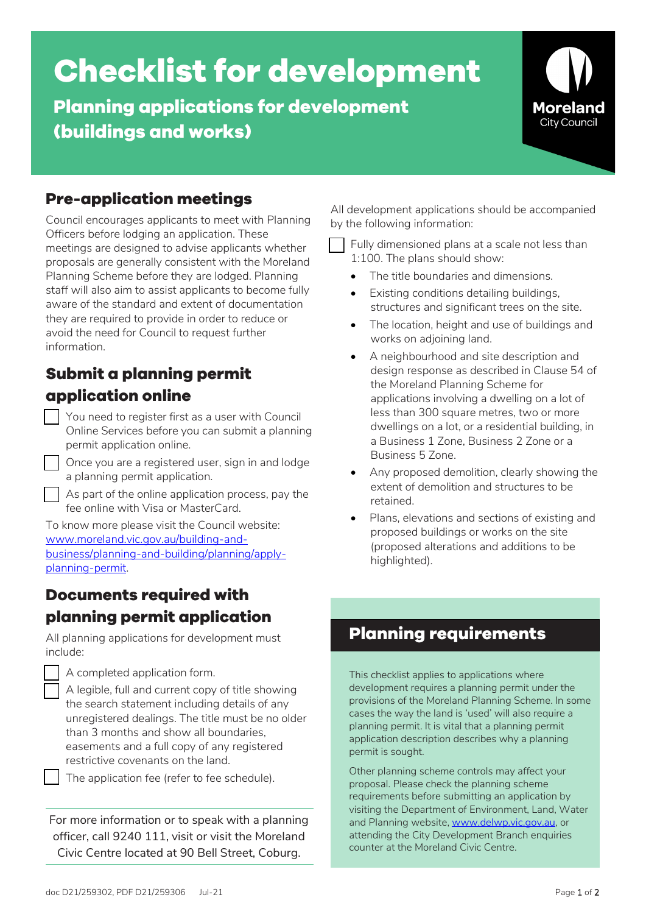# Checklist for development

## Planning applications for development (buildings and works)

Moreland City Council

## Pre-application meetings

Council encourages applicants to meet with Planning Officers before lodging an application. These meetings are designed to advise applicants whether proposals are generally consistent with the Moreland Planning Scheme before they are lodged. Planning staff will also aim to assist applicants to become fully aware of the standard and extent of documentation they are required to provide in order to reduce or avoid the need for Council to request further information.

## Submit a planning permit application online

- [ ] You need to register first as a user with Council Online Services before you can submit a planning permit application online.
- [ ] Once you are a registered user, sign in and lodge a planning permit application.
- [ ] As part of the online application process, pay the fee online with Visa or MasterCard.

To know more please visit the Council website: [www.moreland.vic.gov.au/building-and-business/planning-and-building/planning/apply-planning-permit](www.moreland.vic.gov.au/building-and-business/planning-and-building/planning/apply-planning-permit).

## Documents required with planning permit application

All planning applications for development must include:

- [ ] A completed application form.
- [ ] A legible, full and current copy of title showing the search statement including details of any unregistered dealings. The title must be no older than 3 months and show all boundaries, easements and a full copy of any registered restrictive covenants on the land.
- [ ] The application fee (refer to fee schedule).

For more information or to speak with a planning officer, call 9240 111, visit or visit the Moreland Civic Centre located at 90 Bell Street, Coburg.

All development applications should be accompanied by the following information:

- [ ] Fully dimensioned plans at a scale not less than 1:100. The plans should show:
  - The title boundaries and dimensions.
  - Existing conditions detailing buildings, structures and significant trees on the site.
  - The location, height and use of buildings and works on adjoining land.
  - A neighbourhood and site description and design response as described in Clause 54 of the Moreland Planning Scheme for applications involving a dwelling on a lot of less than 300 square metres, two or more dwellings on a lot, or a residential building, in a Business 1 Zone, Business 2 Zone or a Business 5 Zone.
  - Any proposed demolition, clearly showing the extent of demolition and structures to be retained.
  - Plans, elevations and sections of existing and proposed buildings or works on the site (proposed alterations and additions to be highlighted).

## Planning requirements

This checklist applies to applications where development requires a planning permit under the provisions of the Moreland Planning Scheme. In some cases the way the land is 'used' will also require a planning permit. It is vital that a planning permit application description describes why a planning permit is sought.

Other planning scheme controls may affect your proposal. Please check the planning scheme requirements before submitting an application by visiting the Department of Environment, Land, Water and Planning website, [www.delwp.vic.gov.au](www.delwp.vic.gov.au), or attending the City Development Branch enquiries counter at the Moreland Civic Centre.

doc D21/259302, PDF D21/259306 Jul-21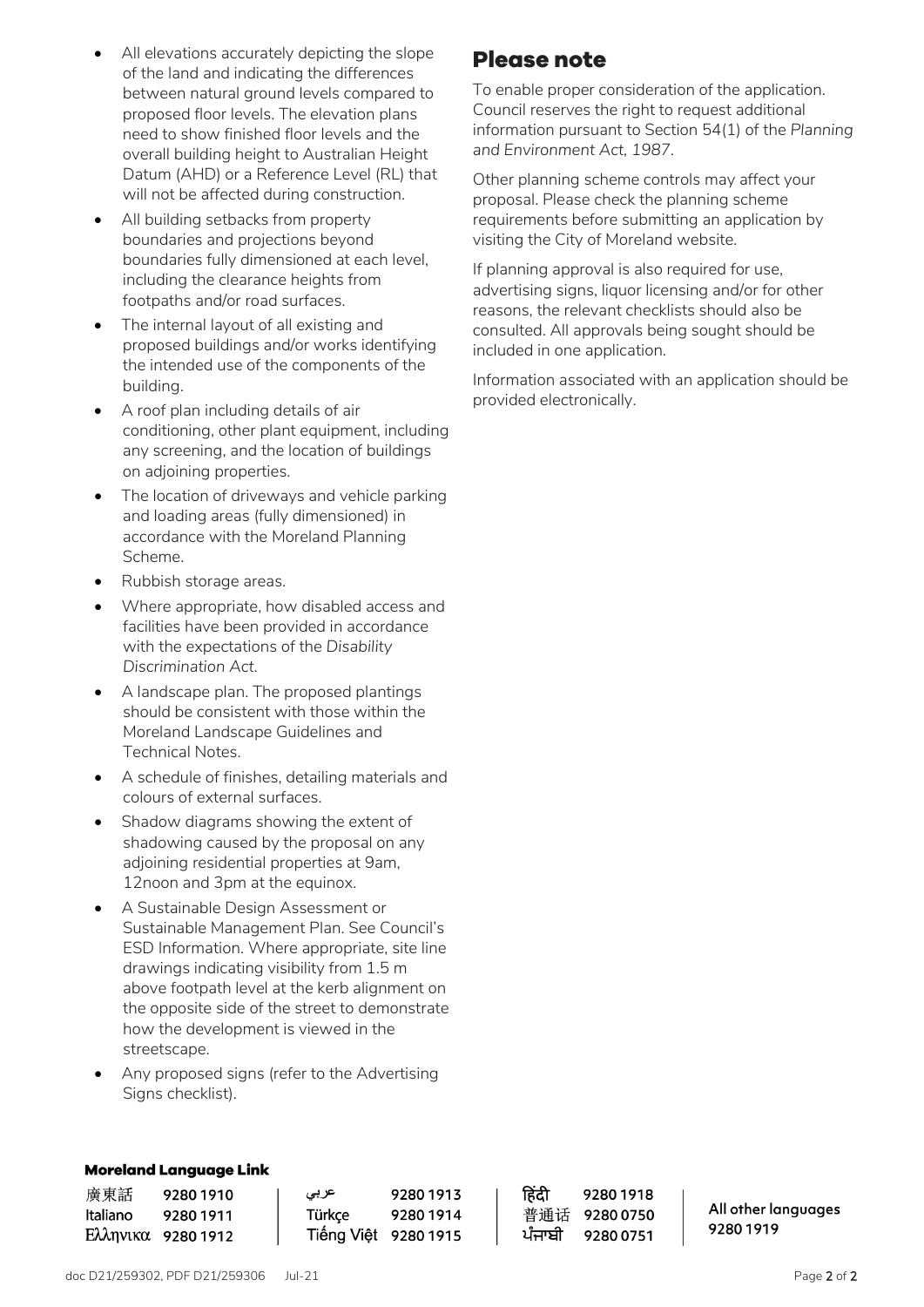- All elevations accurately depicting the slope of the land and indicating the differences between natural ground levels compared to proposed floor levels. The elevation plans need to show finished floor levels and the overall building height to Australian Height Datum (AHD) or a Reference Level (RL) that will not be affected during construction.
- All building setbacks from property boundaries and projections beyond boundaries fully dimensioned at each level, including the clearance heights from footpaths and/or road surfaces.
- The internal layout of all existing and proposed buildings and/or works identifying the intended use of the components of the building.
- A roof plan including details of air conditioning, other plant equipment, including any screening, and the location of buildings on adjoining properties.
- The location of driveways and vehicle parking and loading areas (fully dimensioned) in accordance with the Moreland Planning Scheme.
- Rubbish storage areas.
- Where appropriate, how disabled access and facilities have been provided in accordance with the expectations of the *Disability Discrimination Act*.
- A landscape plan. The proposed plantings should be consistent with those within the Moreland Landscape Guidelines and Technical Notes.
- A schedule of finishes, detailing materials and colours of external surfaces.
- Shadow diagrams showing the extent of shadowing caused by the proposal on any adjoining residential properties at 9am, 12noon and 3pm at the equinox.
- A Sustainable Design Assessment or Sustainable Management Plan. See Council's ESD Information. Where appropriate, site line drawings indicating visibility from 1.5 m above footpath level at the kerb alignment on the opposite side of the street to demonstrate how the development is viewed in the streetscape.
- Any proposed signs (refer to the Advertising Signs checklist).

## Please note

To enable proper consideration of the application. Council reserves the right to request additional information pursuant to Section 54(1) of the *Planning and Environment Act, 1987*.

Other planning scheme controls may affect your proposal. Please check the planning scheme requirements before submitting an application by visiting the City of Moreland website.

If planning approval is also required for use, advertising signs, liquor licensing and/or for other reasons, the relevant checklists should also be consulted. All approvals being sought should be included in one application.

Information associated with an application should be provided electronically.

**Moreland Language Link**

| | | | | | | |
|---|---|---|---|---|---|---|
| 廣東話 | 9280 1910 | عربي | 9280 1913 | हिंदी | 9280 1918 | All other languages 9280 1919 |
| Italiano | 9280 1911 | Türkçe | 9280 1914 | 普通话 | 9280 0750 | |
| Ελληνικα | 9280 1912 | Tiếng Việt | 9280 1915 | ਪੰਜਾਬੀ | 9280 0751 | |

doc D21/259302, PDF D21/259306 Jul-21